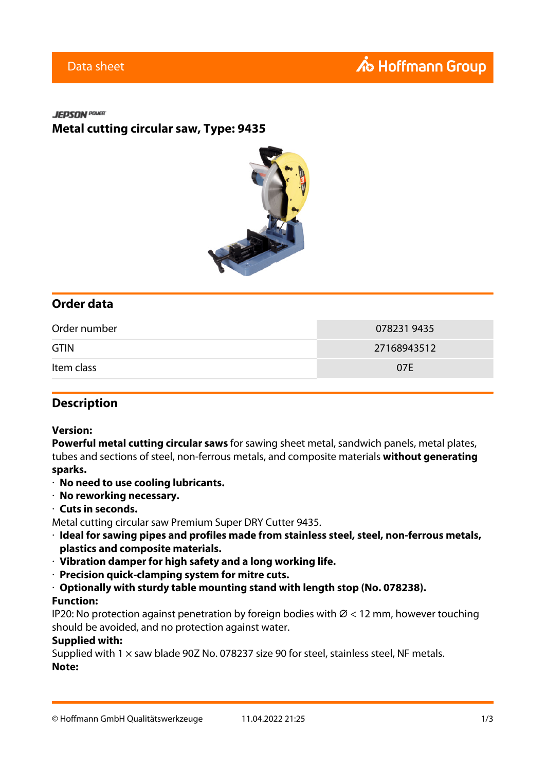Data sheet

JEPSON POWER

# Metal cutting circular saw, Type: 9435

## Order data

| Order number | 078231 9435 |
|---|---|
| GTIN | 27168943512 |
| Item class | 07E |

## Description

**Version:**

**Powerful metal cutting circular saws** for sawing sheet metal, sandwich panels, metal plates, tubes and sections of steel, non-ferrous metals, and composite materials **without generating sparks.**

- **No need to use cooling lubricants.**
- **No reworking necessary.**
- **Cuts in seconds.**

Metal cutting circular saw Premium Super DRY Cutter 9435.

- **Ideal for sawing pipes and profiles made from stainless steel, steel, non-ferrous metals, plastics and composite materials.**
- **Vibration damper for high safety and a long working life.**
- **Precision quick-clamping system for mitre cuts.**
- **Optionally with sturdy table mounting stand with length stop (No. 078238).**

**Function:**

IP20: No protection against penetration by foreign bodies with Ø < 12 mm, however touching should be avoided, and no protection against water.

**Supplied with:**

Supplied with 1 × saw blade 90Z No. 078237 size 90 for steel, stainless steel, NF metals.

**Note:**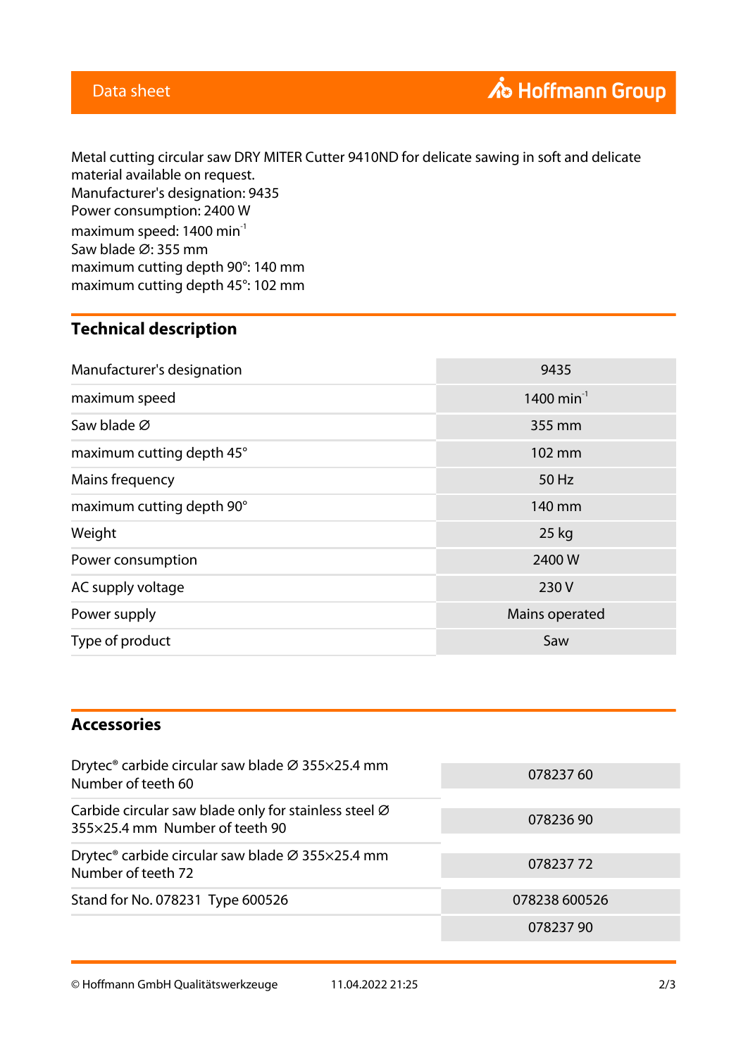Metal cutting circular saw DRY MITER Cutter 9410ND for delicate sawing in soft and delicate material available on request.
Manufacturer's designation: 9435
Power consumption: 2400 W
maximum speed: 1400 $min^{-1}$
Saw blade ∅: 355 mm
maximum cutting depth 90°: 140 mm
maximum cutting depth 45°: 102 mm

## Technical description

| | |
|---|---|
| Manufacturer's designation | 9435 |
| maximum speed | 1400 $min^{-1}$ |
| Saw blade ∅ | 355 mm |
| maximum cutting depth 45° | 102 mm |
| Mains frequency | 50 Hz |
| maximum cutting depth 90° | 140 mm |
| Weight | 25 kg |
| Power consumption | 2400 W |
| AC supply voltage | 230 V |
| Power supply | Mains operated |
| Type of product | Saw |

## Accessories

| | |
|---|---|
| Drytec® carbide circular saw blade ∅ 355×25.4 mm Number of teeth 60 | 078237 60 |
| Carbide circular saw blade only for stainless steel ∅ 355×25.4 mm Number of teeth 90 | 078236 90 |
| Drytec® carbide circular saw blade ∅ 355×25.4 mm Number of teeth 72 | 078237 72 |
| Stand for No. 078231 Type 600526 | 078238 600526 |
| | 078237 90 |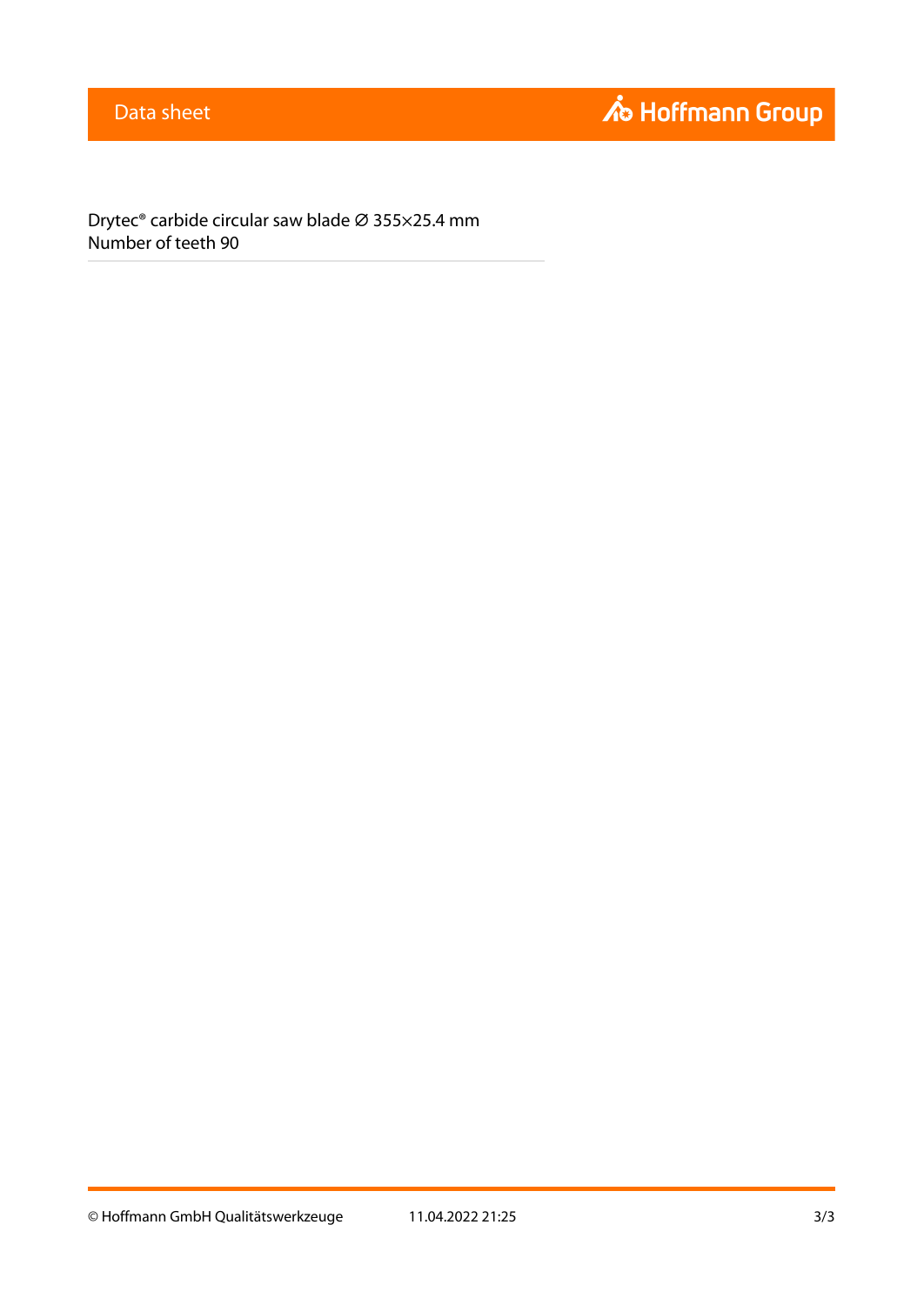Drytec® carbide circular saw blade ∅ 355×25.4 mm
Number of teeth 90